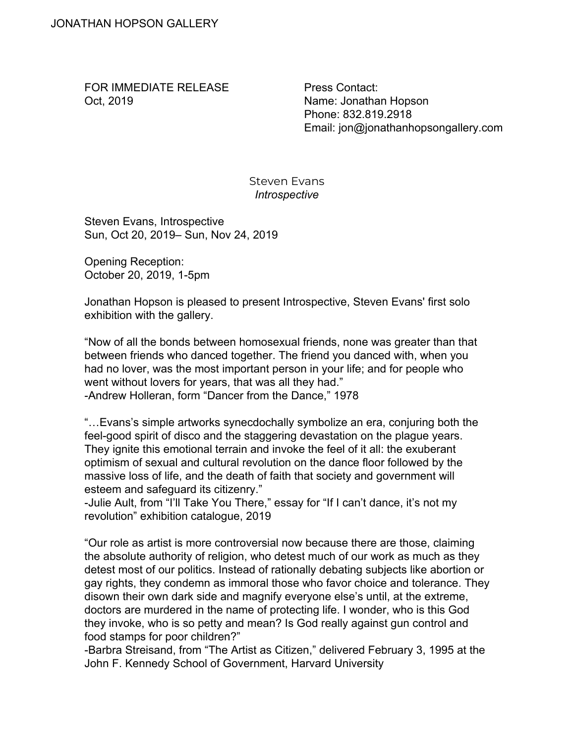JONATHAN HOPSON GALLERY

FOR IMMEDIATE RELEASE
Oct, 2019

Press Contact:
Name: Jonathan Hopson
Phone: 832.819.2918
Email: jon@jonathanhopsongallery.com

# Steven Evans
## *Introspective*

Steven Evans, Introspective
Sun, Oct 20, 2019– Sun, Nov 24, 2019

Opening Reception:
October 20, 2019, 1-5pm

Jonathan Hopson is pleased to present Introspective, Steven Evans' first solo exhibition with the gallery.

"Now of all the bonds between homosexual friends, none was greater than that between friends who danced together. The friend you danced with, when you had no lover, was the most important person in your life; and for people who went without lovers for years, that was all they had."
-Andrew Holleran, form "Dancer from the Dance," 1978

"…Evans's simple artworks synecdochally symbolize an era, conjuring both the feel-good spirit of disco and the staggering devastation on the plague years. They ignite this emotional terrain and invoke the feel of it all: the exuberant optimism of sexual and cultural revolution on the dance floor followed by the massive loss of life, and the death of faith that society and government will esteem and safeguard its citizenry."
-Julie Ault, from "I'll Take You There," essay for "If I can't dance, it's not my revolution" exhibition catalogue, 2019

"Our role as artist is more controversial now because there are those, claiming the absolute authority of religion, who detest much of our work as much as they detest most of our politics. Instead of rationally debating subjects like abortion or gay rights, they condemn as immoral those who favor choice and tolerance. They disown their own dark side and magnify everyone else's until, at the extreme, doctors are murdered in the name of protecting life. I wonder, who is this God they invoke, who is so petty and mean? Is God really against gun control and food stamps for poor children?"
-Barbra Streisand, from "The Artist as Citizen," delivered February 3, 1995 at the John F. Kennedy School of Government, Harvard University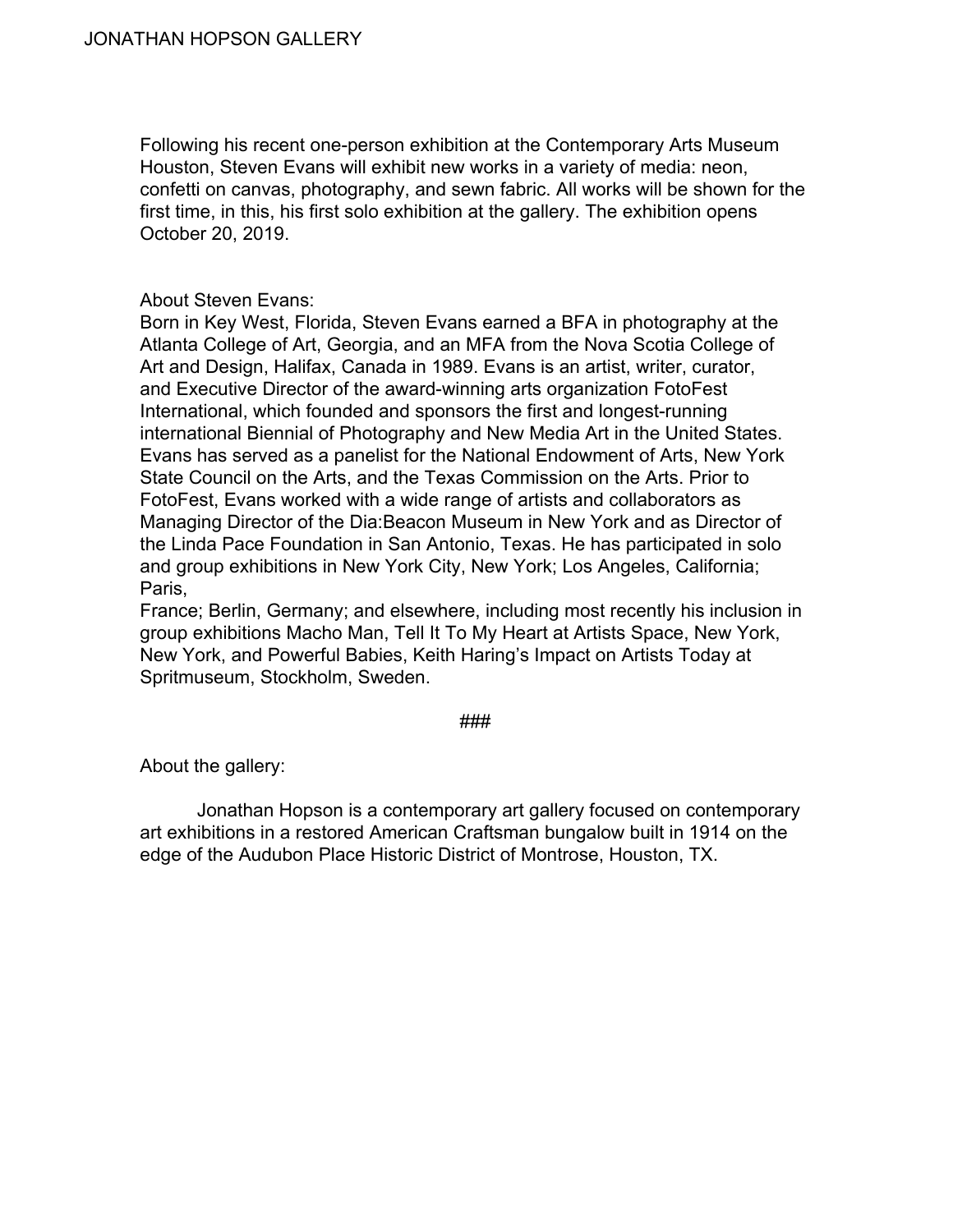Following his recent one-person exhibition at the Contemporary Arts Museum Houston, Steven Evans will exhibit new works in a variety of media: neon, confetti on canvas, photography, and sewn fabric. All works will be shown for the first time, in this, his first solo exhibition at the gallery. The exhibition opens October 20, 2019.

About Steven Evans:

Born in Key West, Florida, Steven Evans earned a BFA in photography at the Atlanta College of Art, Georgia, and an MFA from the Nova Scotia College of Art and Design, Halifax, Canada in 1989. Evans is an artist, writer, curator, and Executive Director of the award-winning arts organization FotoFest International, which founded and sponsors the first and longest-running international Biennial of Photography and New Media Art in the United States. Evans has served as a panelist for the National Endowment of Arts, New York State Council on the Arts, and the Texas Commission on the Arts. Prior to FotoFest, Evans worked with a wide range of artists and collaborators as Managing Director of the Dia:Beacon Museum in New York and as Director of the Linda Pace Foundation in San Antonio, Texas. He has participated in solo and group exhibitions in New York City, New York; Los Angeles, California; Paris, France; Berlin, Germany; and elsewhere, including most recently his inclusion in group exhibitions Macho Man, Tell It To My Heart at Artists Space, New York, New York, and Powerful Babies, Keith Haring's Impact on Artists Today at Spritmuseum, Stockholm, Sweden.

###

About the gallery:

Jonathan Hopson is a contemporary art gallery focused on contemporary art exhibitions in a restored American Craftsman bungalow built in 1914 on the edge of the Audubon Place Historic District of Montrose, Houston, TX.